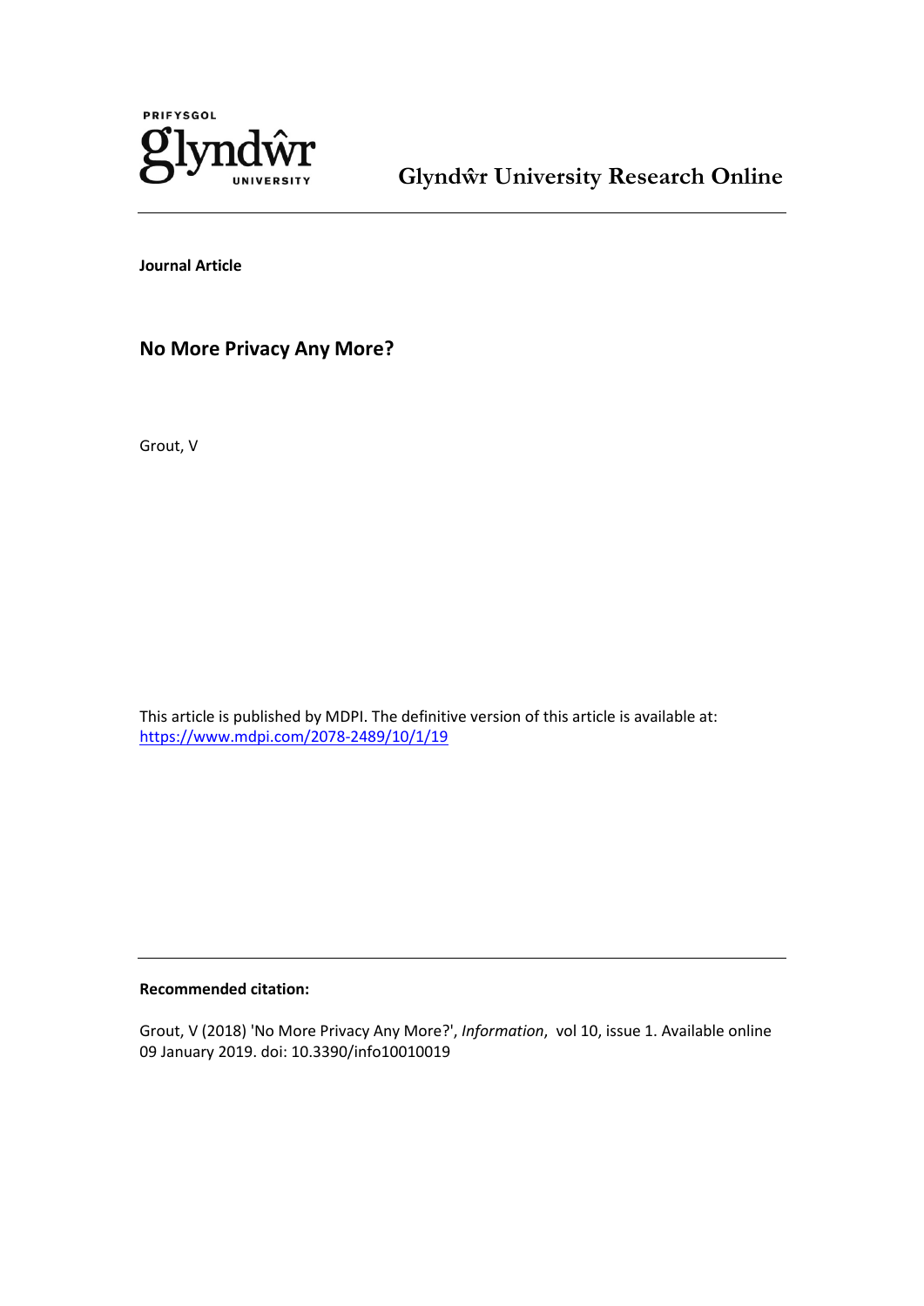Glyndŵr University Research Online

**Journal Article**

## No More Privacy Any More?

Grout, V

This article is published by MDPI. The definitive version of this article is available at: https://www.mdpi.com/2078-2489/10/1/19

**Recommended citation:**

Grout, V (2018) 'No More Privacy Any More?', *Information*, vol 10, issue 1. Available online 09 January 2019. doi: 10.3390/info10010019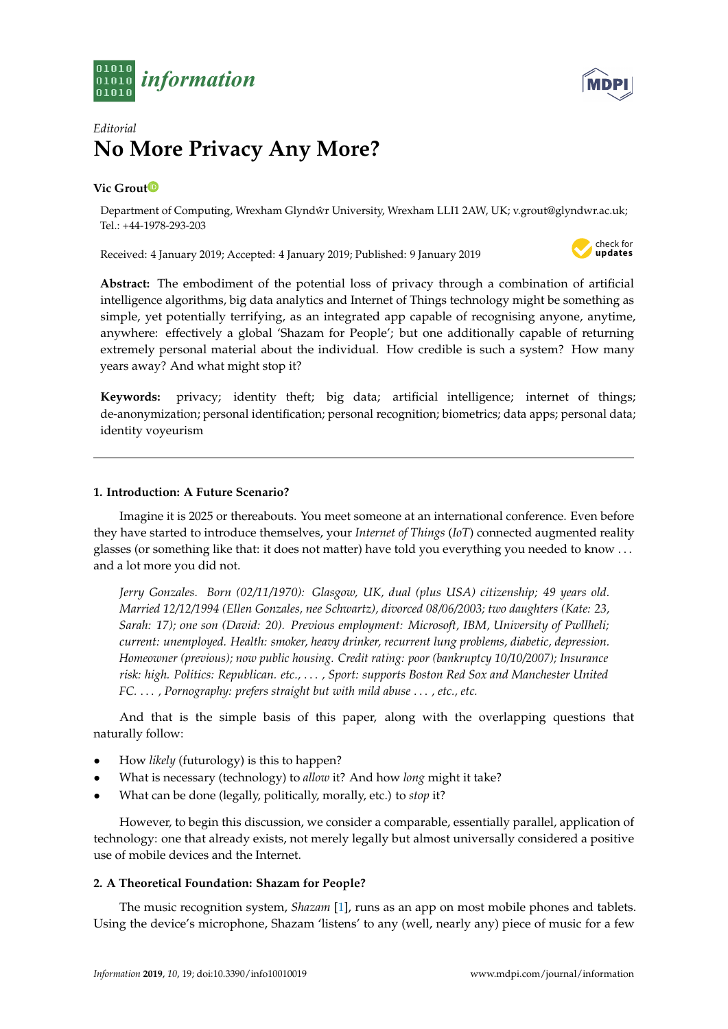Editorial

# No More Privacy Any More?

**Vic Grout**

Department of Computing, Wrexham Glyndŵr University, Wrexham LLI1 2AW, UK; v.grout@glyndwr.ac.uk; Tel.: +44-1978-293-203

Received: 4 January 2019; Accepted: 4 January 2019; Published: 9 January 2019

**Abstract:** The embodiment of the potential loss of privacy through a combination of artificial intelligence algorithms, big data analytics and Internet of Things technology might be something as simple, yet potentially terrifying, as an integrated app capable of recognising anyone, anytime, anywhere: effectively a global 'Shazam for People'; but one additionally capable of returning extremely personal material about the individual. How credible is such a system? How many years away? And what might stop it?

**Keywords:** privacy; identity theft; big data; artificial intelligence; internet of things; de-anonymization; personal identification; personal recognition; biometrics; data apps; personal data; identity voyeurism

## 1. Introduction: A Future Scenario?

Imagine it is 2025 or thereabouts. You meet someone at an international conference. Even before they have started to introduce themselves, your *Internet of Things* (*IoT*) connected augmented reality glasses (or something like that: it does not matter) have told you everything you needed to know ... and a lot more you did not.

> *Jerry Gonzales. Born (02/11/1970): Glasgow, UK, dual (plus USA) citizenship; 49 years old. Married 12/12/1994 (Ellen Gonzales, nee Schwartz), divorced 08/06/2003; two daughters (Kate: 23, Sarah: 17); one son (David: 20). Previous employment: Microsoft, IBM, University of Pwllheli; current: unemployed. Health: smoker, heavy drinker, recurrent lung problems, diabetic, depression. Homeowner (previous); now public housing. Credit rating: poor (bankruptcy 10/10/2007); Insurance risk: high. Politics: Republican. etc., ... , Sport: supports Boston Red Sox and Manchester United FC. ... , Pornography: prefers straight but with mild abuse ... , etc., etc.*

And that is the simple basis of this paper, along with the overlapping questions that naturally follow:

- How *likely* (futurology) is this to happen?
- What is necessary (technology) to *allow* it? And how *long* might it take?
- What can be done (legally, politically, morally, etc.) to *stop* it?

However, to begin this discussion, we consider a comparable, essentially parallel, application of technology: one that already exists, not merely legally but almost universally considered a positive use of mobile devices and the Internet.

## 2. A Theoretical Foundation: Shazam for People?

The music recognition system, *Shazam* [1], runs as an app on most mobile phones and tablets. Using the device's microphone, Shazam 'listens' to any (well, nearly any) piece of music for a few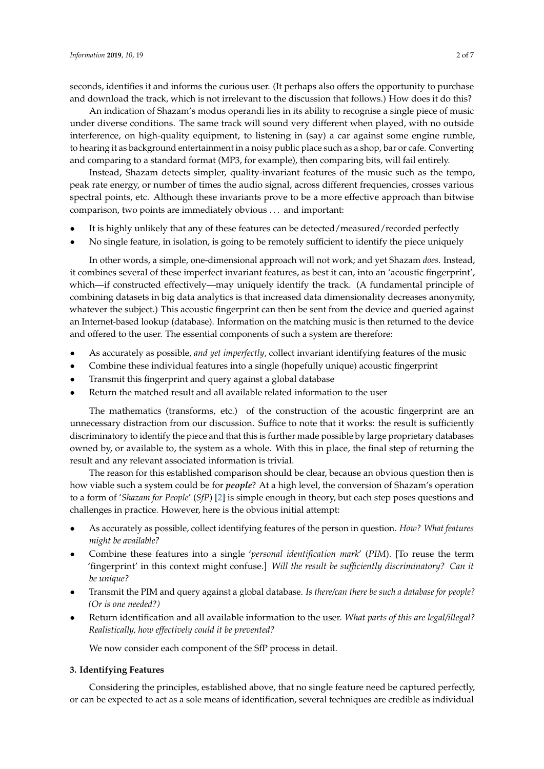seconds, identifies it and informs the curious user. (It perhaps also offers the opportunity to purchase and download the track, which is not irrelevant to the discussion that follows.) How does it do this?

An indication of Shazam's modus operandi lies in its ability to recognise a single piece of music under diverse conditions. The same track will sound very different when played, with no outside interference, on high-quality equipment, to listening in (say) a car against some engine rumble, to hearing it as background entertainment in a noisy public place such as a shop, bar or cafe. Converting and comparing to a standard format (MP3, for example), then comparing bits, will fail entirely.

Instead, Shazam detects simpler, quality-invariant features of the music such as the tempo, peak rate energy, or number of times the audio signal, across different frequencies, crosses various spectral points, etc. Although these invariants prove to be a more effective approach than bitwise comparison, two points are immediately obvious ... and important:

- It is highly unlikely that any of these features can be detected/measured/recorded perfectly
- No single feature, in isolation, is going to be remotely sufficient to identify the piece uniquely

In other words, a simple, one-dimensional approach will not work; and yet Shazam *does*. Instead, it combines several of these imperfect invariant features, as best it can, into an 'acoustic fingerprint', which—if constructed effectively—may uniquely identify the track. (A fundamental principle of combining datasets in big data analytics is that increased data dimensionality decreases anonymity, whatever the subject.) This acoustic fingerprint can then be sent from the device and queried against an Internet-based lookup (database). Information on the matching music is then returned to the device and offered to the user. The essential components of such a system are therefore:

- As accurately as possible, *and yet imperfectly*, collect invariant identifying features of the music
- Combine these individual features into a single (hopefully unique) acoustic fingerprint
- Transmit this fingerprint and query against a global database
- Return the matched result and all available related information to the user

The mathematics (transforms, etc.) of the construction of the acoustic fingerprint are an unnecessary distraction from our discussion. Suffice to note that it works: the result is sufficiently discriminatory to identify the piece and that this is further made possible by large proprietary databases owned by, or available to, the system as a whole. With this in place, the final step of returning the result and any relevant associated information is trivial.

The reason for this established comparison should be clear, because an obvious question then is how viable such a system could be for ***people***? At a high level, the conversion of Shazam's operation to a form of '*Shazam for People*' (*SfP*) [2] is simple enough in theory, but each step poses questions and challenges in practice. However, here is the obvious initial attempt:

- As accurately as possible, collect identifying features of the person in question. *How? What features might be available?*
- Combine these features into a single '*personal identification mark*' (*PIM*). [To reuse the term 'fingerprint' in this context might confuse.] *Will the result be sufficiently discriminatory? Can it be unique?*
- Transmit the PIM and query against a global database. *Is there/can there be such a database for people? (Or is one needed?)*
- Return identification and all available information to the user. *What parts of this are legal/illegal? Realistically, how effectively could it be prevented?*

We now consider each component of the SfP process in detail.

### 3. Identifying Features

Considering the principles, established above, that no single feature need be captured perfectly, or can be expected to act as a sole means of identification, several techniques are credible as individual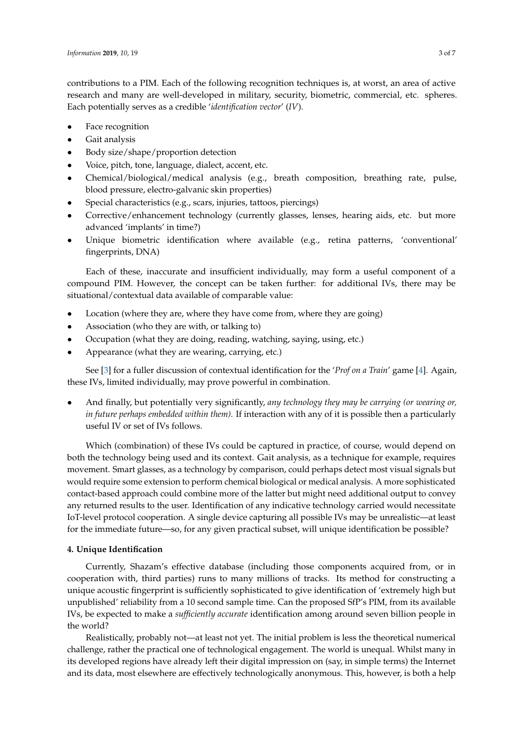contributions to a PIM. Each of the following recognition techniques is, at worst, an area of active research and many are well-developed in military, security, biometric, commercial, etc. spheres. Each potentially serves as a credible '*identification vector*' (*IV*).

- Face recognition
- Gait analysis
- Body size/shape/proportion detection
- Voice, pitch, tone, language, dialect, accent, etc.
- Chemical/biological/medical analysis (e.g., breath composition, breathing rate, pulse, blood pressure, electro-galvanic skin properties)
- Special characteristics (e.g., scars, injuries, tattoos, piercings)
- Corrective/enhancement technology (currently glasses, lenses, hearing aids, etc. but more advanced 'implants' in time?)
- Unique biometric identification where available (e.g., retina patterns, 'conventional' fingerprints, DNA)

Each of these, inaccurate and insufficient individually, may form a useful component of a compound PIM. However, the concept can be taken further: for additional IVs, there may be situational/contextual data available of comparable value:

- Location (where they are, where they have come from, where they are going)
- Association (who they are with, or talking to)
- Occupation (what they are doing, reading, watching, saying, using, etc.)
- Appearance (what they are wearing, carrying, etc.)

See [3] for a fuller discussion of contextual identification for the '*Prof on a Train*' game [4]. Again, these IVs, limited individually, may prove powerful in combination.

- And finally, but potentially very significantly, *any technology they may be carrying (or wearing or, in future perhaps embedded within them).* If interaction with any of it is possible then a particularly useful IV or set of IVs follows.

Which (combination) of these IVs could be captured in practice, of course, would depend on both the technology being used and its context. Gait analysis, as a technique for example, requires movement. Smart glasses, as a technology by comparison, could perhaps detect most visual signals but would require some extension to perform chemical biological or medical analysis. A more sophisticated contact-based approach could combine more of the latter but might need additional output to convey any returned results to the user. Identification of any indicative technology carried would necessitate IoT-level protocol cooperation. A single device capturing all possible IVs may be unrealistic—at least for the immediate future—so, for any given practical subset, will unique identification be possible?

## 4. Unique Identification

Currently, Shazam's effective database (including those components acquired from, or in cooperation with, third parties) runs to many millions of tracks. Its method for constructing a unique acoustic fingerprint is sufficiently sophisticated to give identification of 'extremely high but unpublished' reliability from a 10 second sample time. Can the proposed SfP's PIM, from its available IVs, be expected to make a *sufficiently accurate* identification among around seven billion people in the world?

Realistically, probably not—at least not yet. The initial problem is less the theoretical numerical challenge, rather the practical one of technological engagement. The world is unequal. Whilst many in its developed regions have already left their digital impression on (say, in simple terms) the Internet and its data, most elsewhere are effectively technologically anonymous. This, however, is both a help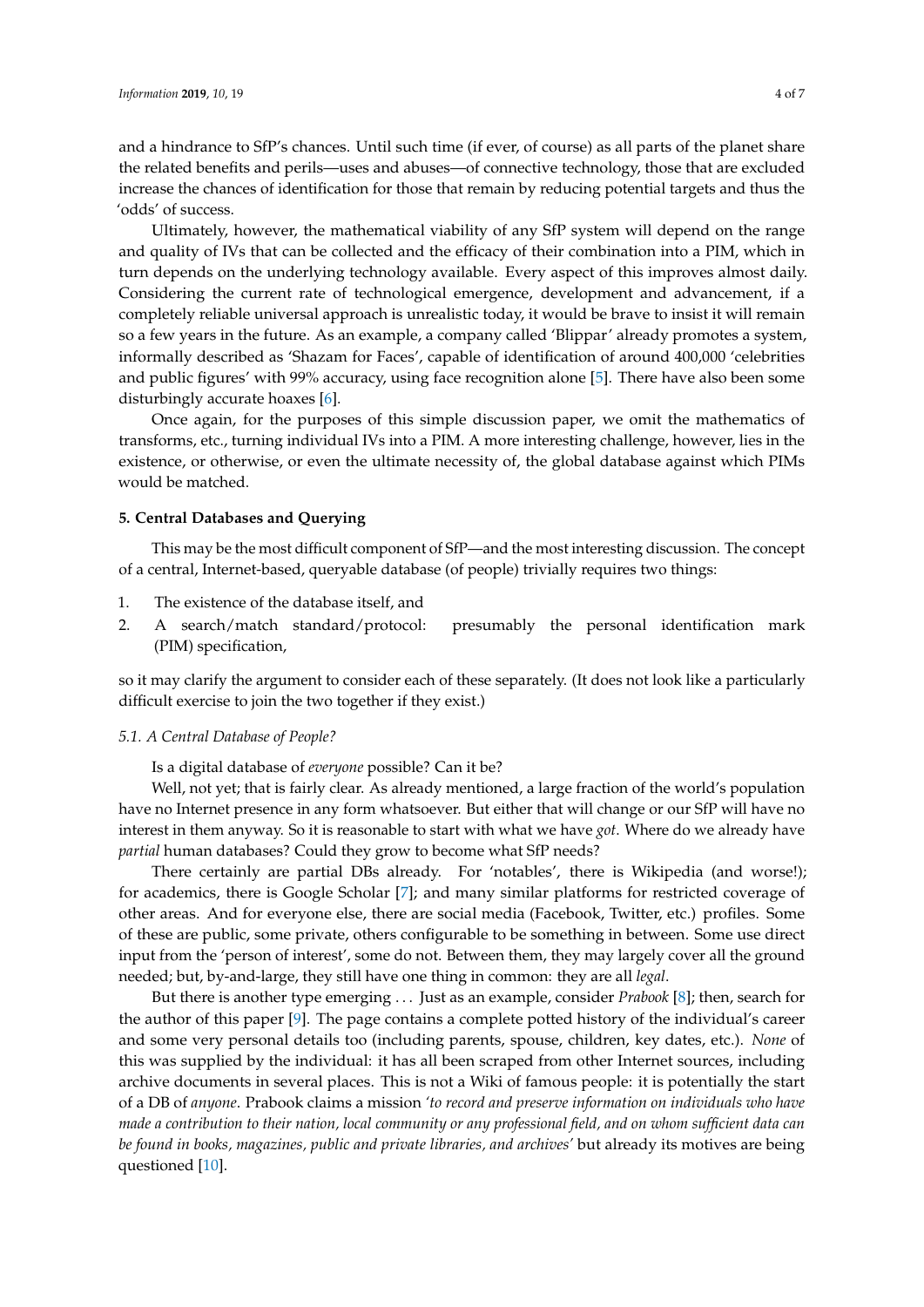and a hindrance to SfP's chances. Until such time (if ever, of course) as all parts of the planet share the related benefits and perils—uses and abuses—of connective technology, those that are excluded increase the chances of identification for those that remain by reducing potential targets and thus the 'odds' of success.

Ultimately, however, the mathematical viability of any SfP system will depend on the range and quality of IVs that can be collected and the efficacy of their combination into a PIM, which in turn depends on the underlying technology available. Every aspect of this improves almost daily. Considering the current rate of technological emergence, development and advancement, if a completely reliable universal approach is unrealistic today, it would be brave to insist it will remain so a few years in the future. As an example, a company called 'Blippar' already promotes a system, informally described as 'Shazam for Faces', capable of identification of around 400,000 'celebrities and public figures' with 99% accuracy, using face recognition alone [5]. There have also been some disturbingly accurate hoaxes [6].

Once again, for the purposes of this simple discussion paper, we omit the mathematics of transforms, etc., turning individual IVs into a PIM. A more interesting challenge, however, lies in the existence, or otherwise, or even the ultimate necessity of, the global database against which PIMs would be matched.

## 5. Central Databases and Querying

This may be the most difficult component of SfP—and the most interesting discussion. The concept of a central, Internet-based, queryable database (of people) trivially requires two things:

1. The existence of the database itself, and
2. A search/match standard/protocol: presumably the personal identification mark (PIM) specification,

so it may clarify the argument to consider each of these separately. (It does not look like a particularly difficult exercise to join the two together if they exist.)

### 5.1. A Central Database of People?

Is a digital database of *everyone* possible? Can it be?

Well, not yet; that is fairly clear. As already mentioned, a large fraction of the world's population have no Internet presence in any form whatsoever. But either that will change or our SfP will have no interest in them anyway. So it is reasonable to start with what we have *got*. Where do we already have *partial* human databases? Could they grow to become what SfP needs?

There certainly are partial DBs already. For 'notables', there is Wikipedia (and worse!); for academics, there is Google Scholar [7]; and many similar platforms for restricted coverage of other areas. And for everyone else, there are social media (Facebook, Twitter, etc.) profiles. Some of these are public, some private, others configurable to be something in between. Some use direct input from the 'person of interest', some do not. Between them, they may largely cover all the ground needed; but, by-and-large, they still have one thing in common: they are all *legal*.

But there is another type emerging ... Just as an example, consider *Prabook* [8]; then, search for the author of this paper [9]. The page contains a complete potted history of the individual's career and some very personal details too (including parents, spouse, children, key dates, etc.). *None* of this was supplied by the individual: it has all been scraped from other Internet sources, including archive documents in several places. This is not a Wiki of famous people: it is potentially the start of a DB of *anyone*. Prabook claims a mission *'to record and preserve information on individuals who have made a contribution to their nation, local community or any professional field, and on whom sufficient data can be found in books, magazines, public and private libraries, and archives'* but already its motives are being questioned [10].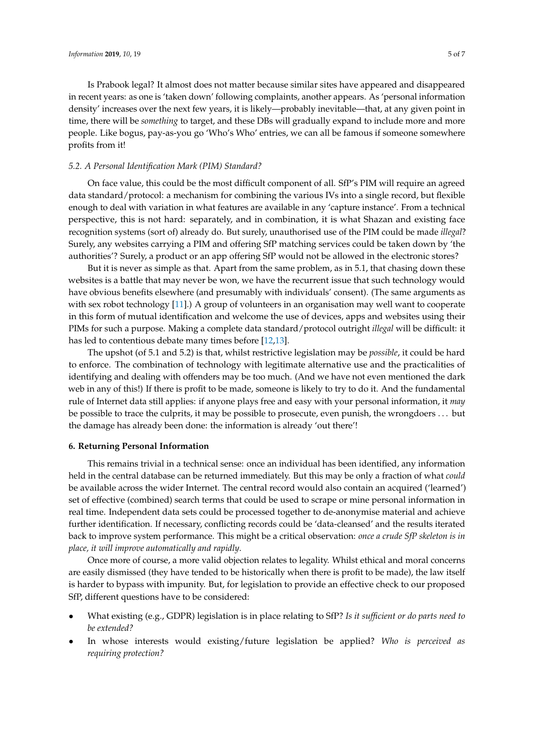Is Prabook legal? It almost does not matter because similar sites have appeared and disappeared in recent years: as one is 'taken down' following complaints, another appears. As 'personal information density' increases over the next few years, it is likely—probably inevitable—that, at any given point in time, there will be *something* to target, and these DBs will gradually expand to include more and more people. Like bogus, pay-as-you go 'Who's Who' entries, we can all be famous if someone somewhere profits from it!

### *5.2. A Personal Identification Mark (PIM) Standard?*

On face value, this could be the most difficult component of all. SfP's PIM will require an agreed data standard/protocol: a mechanism for combining the various IVs into a single record, but flexible enough to deal with variation in what features are available in any 'capture instance'. From a technical perspective, this is not hard: separately, and in combination, it is what Shazan and existing face recognition systems (sort of) already do. But surely, unauthorised use of the PIM could be made *illegal*? Surely, any websites carrying a PIM and offering SfP matching services could be taken down by 'the authorities'? Surely, a product or an app offering SfP would not be allowed in the electronic stores?

But it is never as simple as that. Apart from the same problem, as in 5.1, that chasing down these websites is a battle that may never be won, we have the recurrent issue that such technology would have obvious benefits elsewhere (and presumably with individuals' consent). (The same arguments as with sex robot technology [11].) A group of volunteers in an organisation may well want to cooperate in this form of mutual identification and welcome the use of devices, apps and websites using their PIMs for such a purpose. Making a complete data standard/protocol outright *illegal* will be difficult: it has led to contentious debate many times before [12,13].

The upshot (of 5.1 and 5.2) is that, whilst restrictive legislation may be *possible*, it could be hard to enforce. The combination of technology with legitimate alternative use and the practicalities of identifying and dealing with offenders may be too much. (And we have not even mentioned the dark web in any of this!) If there is profit to be made, someone is likely to try to do it. And the fundamental rule of Internet data still applies: if anyone plays free and easy with your personal information, it *may* be possible to trace the culprits, it may be possible to prosecute, even punish, the wrongdoers ... but the damage has already been done: the information is already 'out there'!

## **6. Returning Personal Information**

This remains trivial in a technical sense: once an individual has been identified, any information held in the central database can be returned immediately. But this may be only a fraction of what *could* be available across the wider Internet. The central record would also contain an acquired ('learned') set of effective (combined) search terms that could be used to scrape or mine personal information in real time. Independent data sets could be processed together to de-anonymise material and achieve further identification. If necessary, conflicting records could be 'data-cleansed' and the results iterated back to improve system performance. This might be a critical observation: *once a crude SfP skeleton is in place, it will improve automatically and rapidly*.

Once more of course, a more valid objection relates to legality. Whilst ethical and moral concerns are easily dismissed (they have tended to be historically when there is profit to be made), the law itself is harder to bypass with impunity. But, for legislation to provide an effective check to our proposed SfP, different questions have to be considered:

- What existing (e.g., GDPR) legislation is in place relating to SfP? *Is it sufficient or do parts need to be extended?*
- In whose interests would existing/future legislation be applied? *Who is perceived as requiring protection?*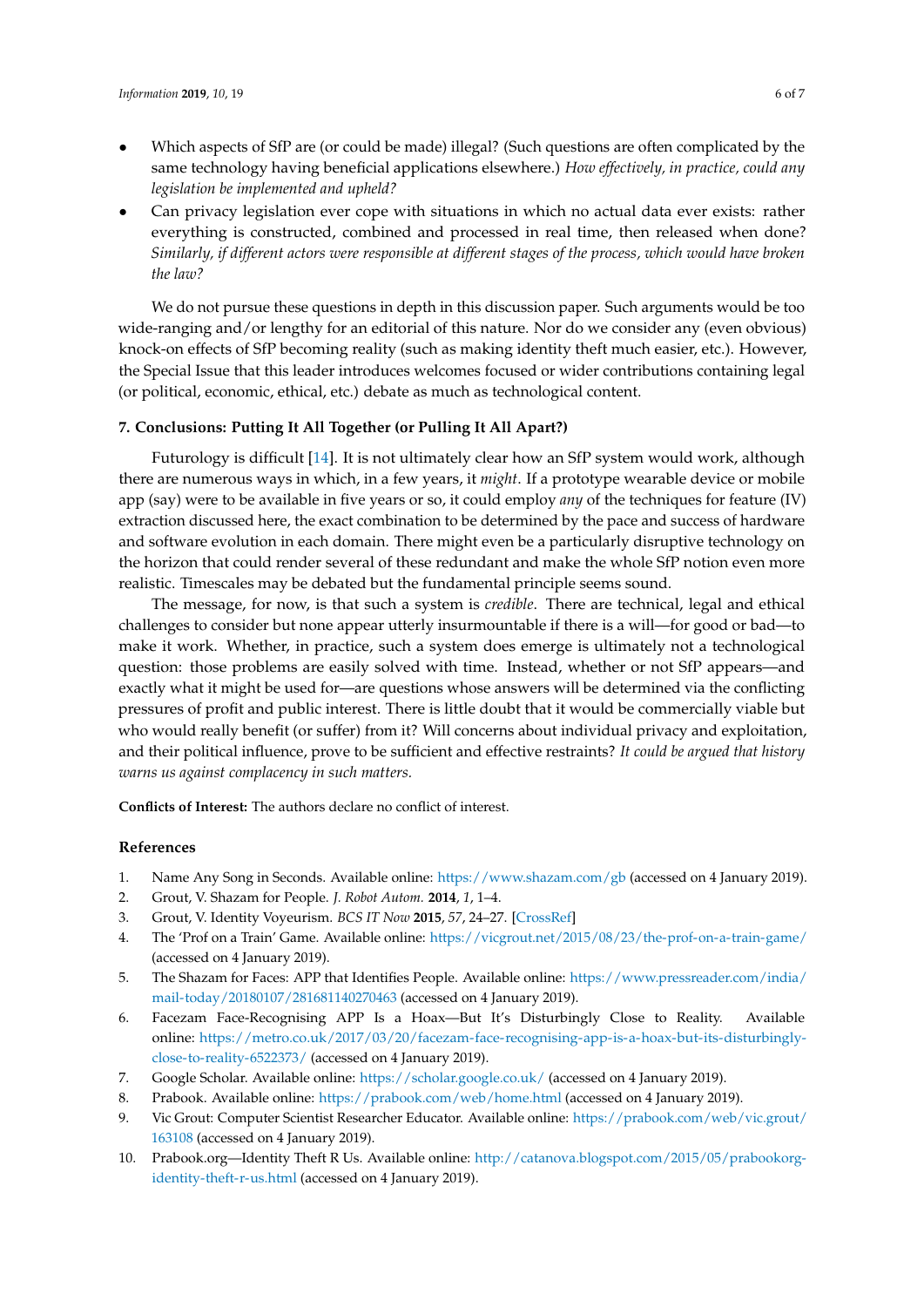- Which aspects of SfP are (or could be made) illegal? (Such questions are often complicated by the same technology having beneficial applications elsewhere.) *How effectively, in practice, could any legislation be implemented and upheld?*
- Can privacy legislation ever cope with situations in which no actual data ever exists: rather everything is constructed, combined and processed in real time, then released when done? *Similarly, if different actors were responsible at different stages of the process, which would have broken the law?*

We do not pursue these questions in depth in this discussion paper. Such arguments would be too wide-ranging and/or lengthy for an editorial of this nature. Nor do we consider any (even obvious) knock-on effects of SfP becoming reality (such as making identity theft much easier, etc.). However, the Special Issue that this leader introduces welcomes focused or wider contributions containing legal (or political, economic, ethical, etc.) debate as much as technological content.

## 7. Conclusions: Putting It All Together (or Pulling It All Apart?)

Futurology is difficult [14]. It is not ultimately clear how an SfP system would work, although there are numerous ways in which, in a few years, it *might*. If a prototype wearable device or mobile app (say) were to be available in five years or so, it could employ *any* of the techniques for feature (IV) extraction discussed here, the exact combination to be determined by the pace and success of hardware and software evolution in each domain. There might even be a particularly disruptive technology on the horizon that could render several of these redundant and make the whole SfP notion even more realistic. Timescales may be debated but the fundamental principle seems sound.

The message, for now, is that such a system is *credible*. There are technical, legal and ethical challenges to consider but none appear utterly insurmountable if there is a will—for good or bad—to make it work. Whether, in practice, such a system does emerge is ultimately not a technological question: those problems are easily solved with time. Instead, whether or not SfP appears—and exactly what it might be used for—are questions whose answers will be determined via the conflicting pressures of profit and public interest. There is little doubt that it would be commercially viable but who would really benefit (or suffer) from it? Will concerns about individual privacy and exploitation, and their political influence, prove to be sufficient and effective restraints? *It could be argued that history warns us against complacency in such matters.*

**Conflicts of Interest:** The authors declare no conflict of interest.

## References

1. Name Any Song in Seconds. Available online: https://www.shazam.com/gb (accessed on 4 January 2019).
2. Grout, V. Shazam for People. *J. Robot Autom.* **2014**, *1*, 1–4.
3. Grout, V. Identity Voyeurism. *BCS IT Now* **2015**, *57*, 24–27. [CrossRef]
4. The 'Prof on a Train' Game. Available online: https://vicgrout.net/2015/08/23/the-prof-on-a-train-game/ (accessed on 4 January 2019).
5. The Shazam for Faces: APP that Identifies People. Available online: https://www.pressreader.com/india/mail-today/20180107/281681140270463 (accessed on 4 January 2019).
6. Facezam Face-Recognising APP Is a Hoax—But It's Disturbingly Close to Reality. Available online: https://metro.co.uk/2017/03/20/facezam-face-recognising-app-is-a-hoax-but-its-disturbingly-close-to-reality-6522373/ (accessed on 4 January 2019).
7. Google Scholar. Available online: https://scholar.google.co.uk/ (accessed on 4 January 2019).
8. Prabook. Available online: https://prabook.com/web/home.html (accessed on 4 January 2019).
9. Vic Grout: Computer Scientist Researcher Educator. Available online: https://prabook.com/web/vic.grout/163108 (accessed on 4 January 2019).
10. Prabook.org—Identity Theft R Us. Available online: http://catanova.blogspot.com/2015/05/prabookorg-identity-theft-r-us.html (accessed on 4 January 2019).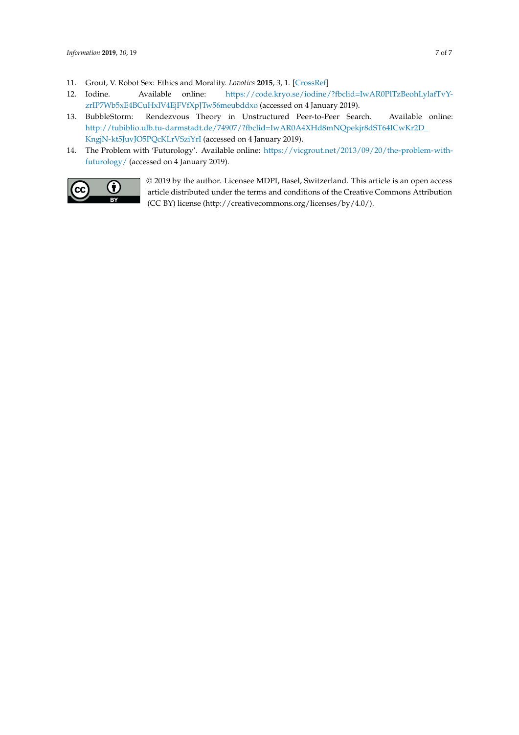11. Grout, V. Robot Sex: Ethics and Morality. *Lovotics* **2015**, *3*, 1. [CrossRef]
12. Iodine. Available online: https://code.kryo.se/iodine/?fbclid=IwAR0PlTzBeohLylafTvY-zrIP7Wb5xE4BCuHxIV4EjFVfXpJTw56meubddxo (accessed on 4 January 2019).
13. BubbleStorm: Rendezvous Theory in Unstructured Peer-to-Peer Search. Available online: http://tubiblio.ulb.tu-darmstadt.de/74907/?fbclid=IwAR0A4XHd8mNQpekjr8dST64ICwKr2D_KngjN-kt5JuvJO5PQcKLrVSziYrI (accessed on 4 January 2019).
14. The Problem with 'Futurology'. Available online: https://vicgrout.net/2013/09/20/the-problem-with-futurology/ (accessed on 4 January 2019).

© 2019 by the author. Licensee MDPI, Basel, Switzerland. This article is an open access article distributed under the terms and conditions of the Creative Commons Attribution (CC BY) license (http://creativecommons.org/licenses/by/4.0/).